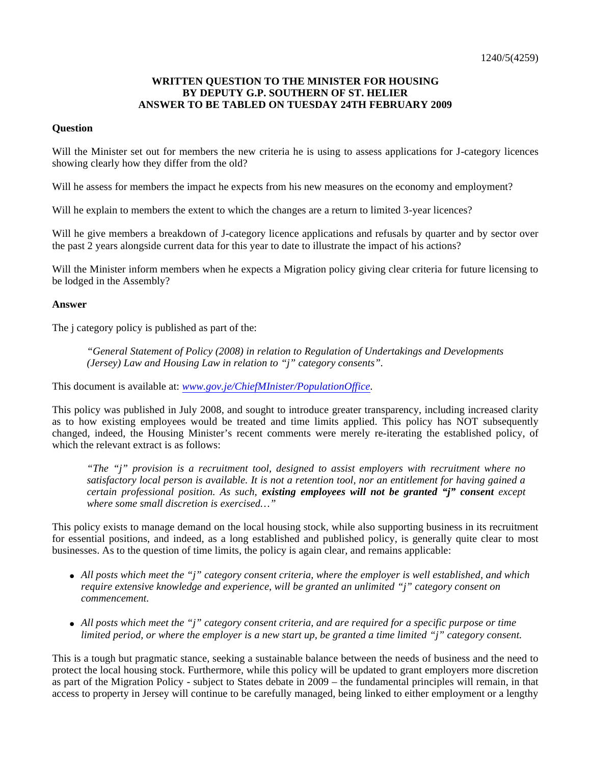1240/5(4259)

**WRITTEN QUESTION TO THE MINISTER FOR HOUSING**
**BY DEPUTY G.P. SOUTHERN OF ST. HELIER**
**ANSWER TO BE TABLED ON TUESDAY 24TH FEBRUARY 2009**

**Question**

Will the Minister set out for members the new criteria he is using to assess applications for J-category licences showing clearly how they differ from the old?

Will he assess for members the impact he expects from his new measures on the economy and employment?

Will he explain to members the extent to which the changes are a return to limited 3-year licences?

Will he give members a breakdown of J-category licence applications and refusals by quarter and by sector over the past 2 years alongside current data for this year to date to illustrate the impact of his actions?

Will the Minister inform members when he expects a Migration policy giving clear criteria for future licensing to be lodged in the Assembly?

**Answer**

The j category policy is published as part of the:

> *"General Statement of Policy (2008) in relation to Regulation of Undertakings and Developments (Jersey) Law and Housing Law in relation to "j" category consents".*

This document is available at: *www.gov.je/ChiefMInister/PopulationOffice*.

This policy was published in July 2008, and sought to introduce greater transparency, including increased clarity as to how existing employees would be treated and time limits applied. This policy has NOT subsequently changed, indeed, the Housing Minister's recent comments were merely re-iterating the established policy, of which the relevant extract is as follows:

> *"The "j" provision is a recruitment tool, designed to assist employers with recruitment where no satisfactory local person is available. It is not a retention tool, nor an entitlement for having gained a certain professional position. As such,* ***existing employees will not be granted "j" consent*** *except where some small discretion is exercised…"*

This policy exists to manage demand on the local housing stock, while also supporting business in its recruitment for essential positions, and indeed, as a long established and published policy, is generally quite clear to most businesses. As to the question of time limits, the policy is again clear, and remains applicable:

- *All posts which meet the "j" category consent criteria, where the employer is well established, and which require extensive knowledge and experience, will be granted an unlimited "j" category consent on commencement.*
- *All posts which meet the "j" category consent criteria, and are required for a specific purpose or time limited period, or where the employer is a new start up, be granted a time limited "j" category consent.*

This is a tough but pragmatic stance, seeking a sustainable balance between the needs of business and the need to protect the local housing stock. Furthermore, while this policy will be updated to grant employers more discretion as part of the Migration Policy - subject to States debate in 2009 – the fundamental principles will remain, in that access to property in Jersey will continue to be carefully managed, being linked to either employment or a lengthy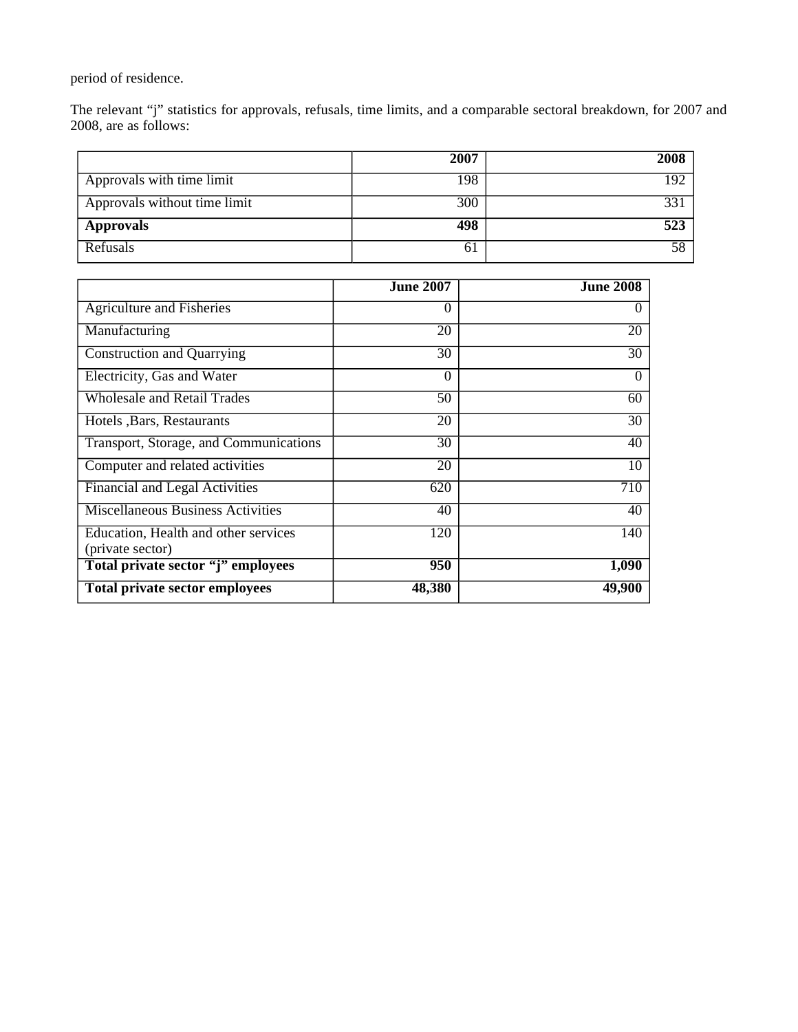period of residence.

The relevant "j" statistics for approvals, refusals, time limits, and a comparable sectoral breakdown, for 2007 and 2008, are as follows:

| | 2007 | 2008 |
|---|---:|---:|
| Approvals with time limit | 198 | 192 |
| Approvals without time limit | 300 | 331 |
| **Approvals** | **498** | **523** |
| Refusals | 61 | 58 |

| | June 2007 | June 2008 |
|---|---:|---:|
| Agriculture and Fisheries | 0 | 0 |
| Manufacturing | 20 | 20 |
| Construction and Quarrying | 30 | 30 |
| Electricity, Gas and Water | 0 | 0 |
| Wholesale and Retail Trades | 50 | 60 |
| Hotels ,Bars, Restaurants | 20 | 30 |
| Transport, Storage, and Communications | 30 | 40 |
| Computer and related activities | 20 | 10 |
| Financial and Legal Activities | 620 | 710 |
| Miscellaneous Business Activities | 40 | 40 |
| Education, Health and other services (private sector) | 120 | 140 |
| **Total private sector "j" employees** | **950** | **1,090** |
| **Total private sector employees** | **48,380** | **49,900** |